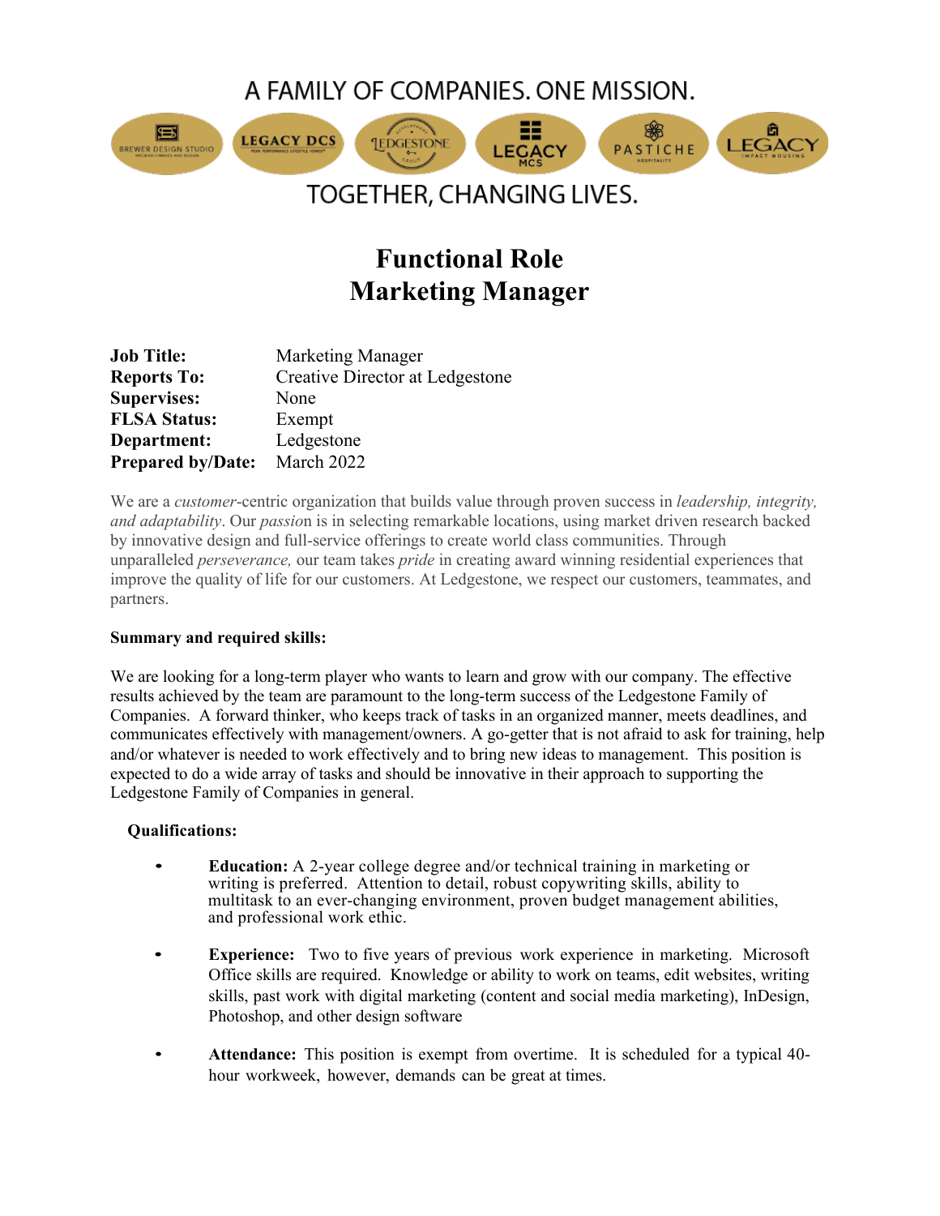A FAMILY OF COMPANIES. ONE MISSION.

TOGETHER, CHANGING LIVES.

# Functional Role
# Marketing Manager

| | |
|---|---|
| **Job Title:** | Marketing Manager |
| **Reports To:** | Creative Director at Ledgestone |
| **Supervises:** | None |
| **FLSA Status:** | Exempt |
| **Department:** | Ledgestone |
| **Prepared by/Date:** | March 2022 |

We are a *customer*-centric organization that builds value through proven success in *leadership, integrity, and adaptability*. Our *passio*n is in selecting remarkable locations, using market driven research backed by innovative design and full-service offerings to create world class communities. Through unparalleled *perseverance,* our team takes *pride* in creating award winning residential experiences that improve the quality of life for our customers. At Ledgestone, we respect our customers, teammates, and partners.

**Summary and required skills:**

We are looking for a long-term player who wants to learn and grow with our company. The effective results achieved by the team are paramount to the long-term success of the Ledgestone Family of Companies. A forward thinker, who keeps track of tasks in an organized manner, meets deadlines, and communicates effectively with management/owners. A go-getter that is not afraid to ask for training, help and/or whatever is needed to work effectively and to bring new ideas to management. This position is expected to do a wide array of tasks and should be innovative in their approach to supporting the Ledgestone Family of Companies in general.

**Qualifications:**

- **Education:** A 2-year college degree and/or technical training in marketing or writing is preferred. Attention to detail, robust copywriting skills, ability to multitask to an ever-changing environment, proven budget management abilities, and professional work ethic.

- **Experience:** Two to five years of previous work experience in marketing. Microsoft Office skills are required. Knowledge or ability to work on teams, edit websites, writing skills, past work with digital marketing (content and social media marketing), InDesign, Photoshop, and other design software

- **Attendance:** This position is exempt from overtime. It is scheduled for a typical 40-hour workweek, however, demands can be great at times.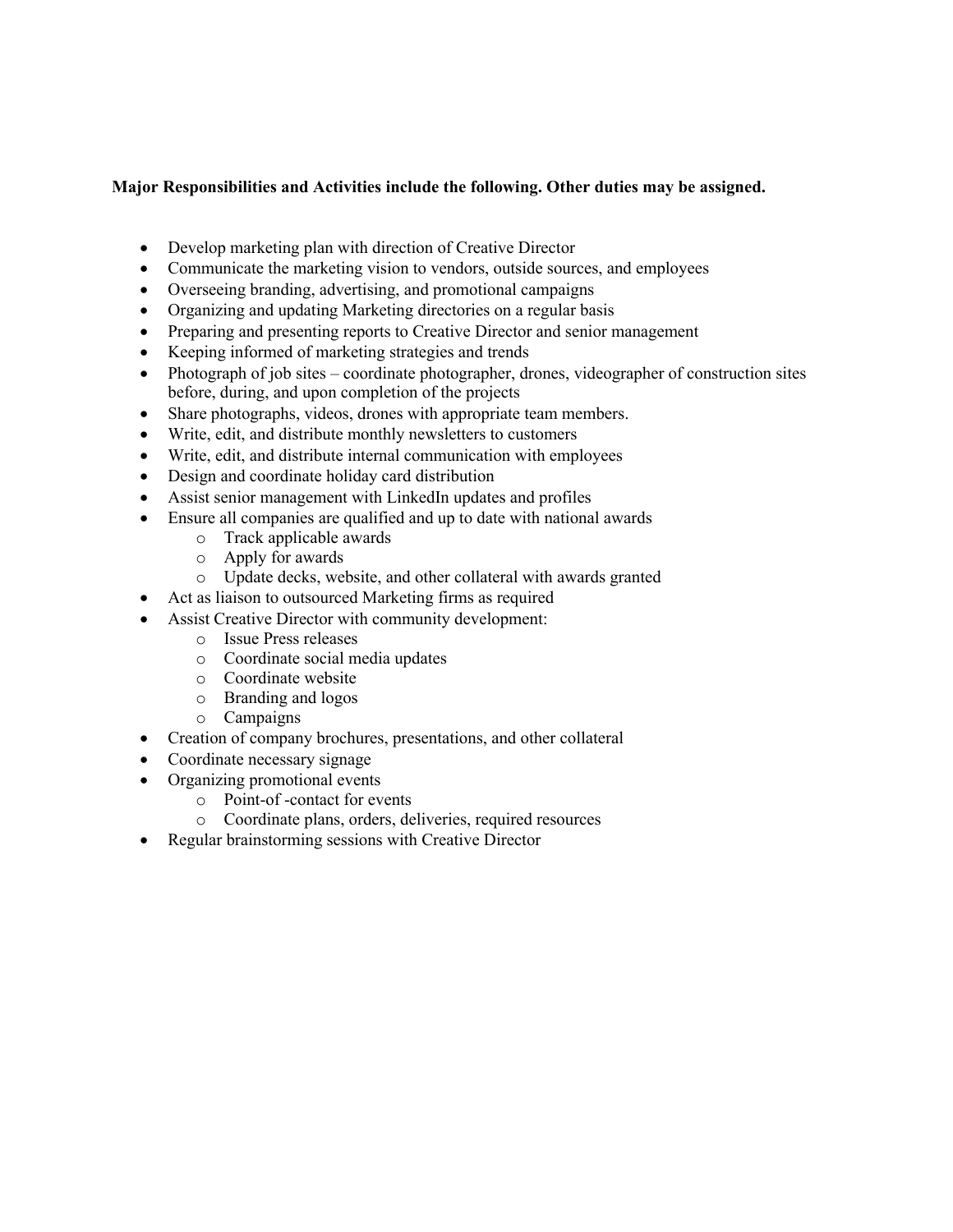**Major Responsibilities and Activities include the following. Other duties may be assigned.**

- Develop marketing plan with direction of Creative Director
- Communicate the marketing vision to vendors, outside sources, and employees
- Overseeing branding, advertising, and promotional campaigns
- Organizing and updating Marketing directories on a regular basis
- Preparing and presenting reports to Creative Director and senior management
- Keeping informed of marketing strategies and trends
- Photograph of job sites – coordinate photographer, drones, videographer of construction sites before, during, and upon completion of the projects
- Share photographs, videos, drones with appropriate team members.
- Write, edit, and distribute monthly newsletters to customers
- Write, edit, and distribute internal communication with employees
- Design and coordinate holiday card distribution
- Assist senior management with LinkedIn updates and profiles
- Ensure all companies are qualified and up to date with national awards
  - Track applicable awards
  - Apply for awards
  - Update decks, website, and other collateral with awards granted
- Act as liaison to outsourced Marketing firms as required
- Assist Creative Director with community development:
  - Issue Press releases
  - Coordinate social media updates
  - Coordinate website
  - Branding and logos
  - Campaigns
- Creation of company brochures, presentations, and other collateral
- Coordinate necessary signage
- Organizing promotional events
  - Point-of -contact for events
  - Coordinate plans, orders, deliveries, required resources
- Regular brainstorming sessions with Creative Director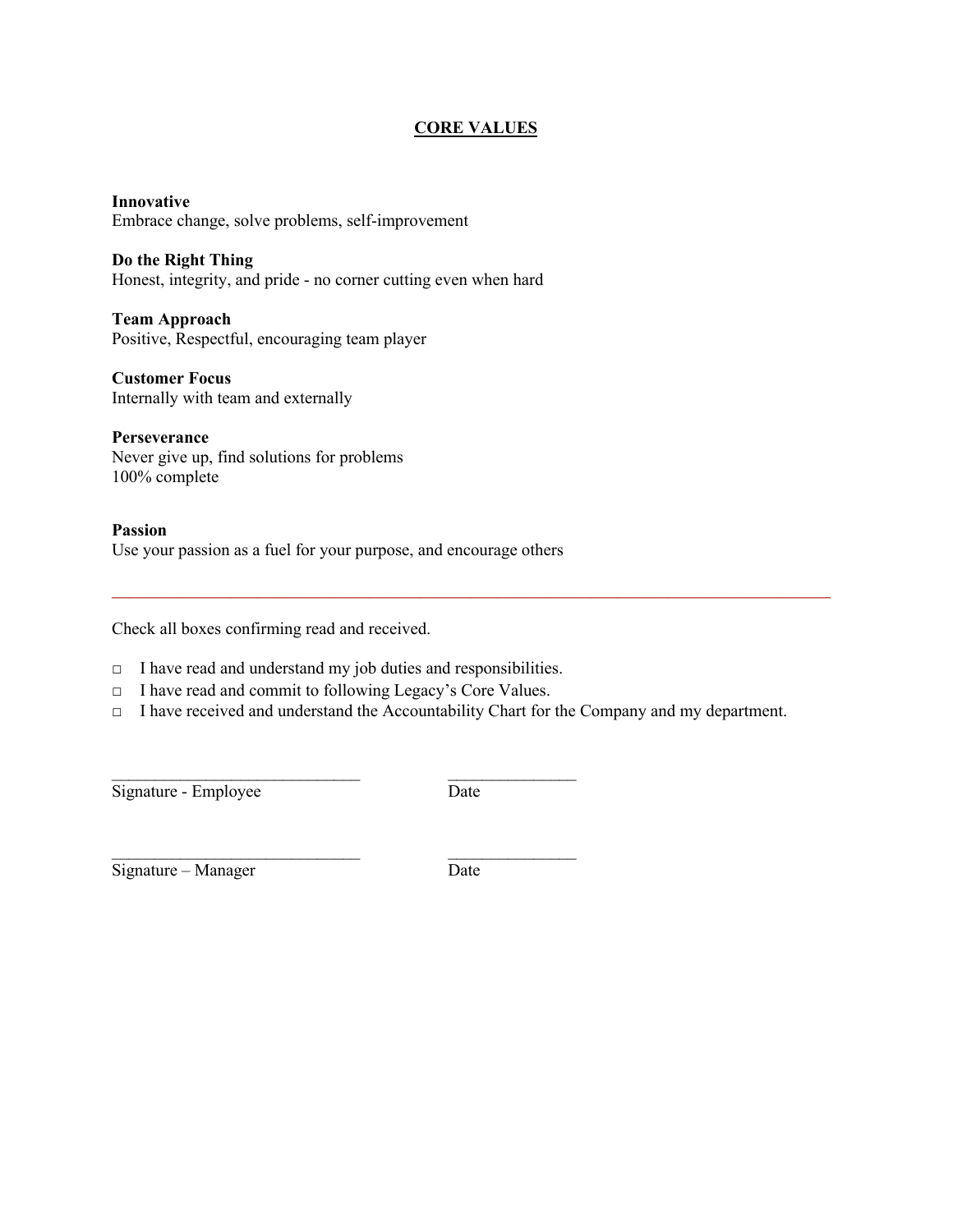# CORE VALUES

**Innovative**
Embrace change, solve problems, self-improvement

**Do the Right Thing**
Honest, integrity, and pride - no corner cutting even when hard

**Team Approach**
Positive, Respectful, encouraging team player

**Customer Focus**
Internally with team and externally

**Perseverance**
Never give up, find solutions for problems
100% complete

**Passion**
Use your passion as a fuel for your purpose, and encourage others

---

Check all boxes confirming read and received.

- ◻ I have read and understand my job duties and responsibilities.
- ◻ I have read and commit to following Legacy's Core Values.
- ◻ I have received and understand the Accountability Chart for the Company and my department.

______________________________ _______________
Signature - Employee Date

______________________________ _______________
Signature – Manager Date